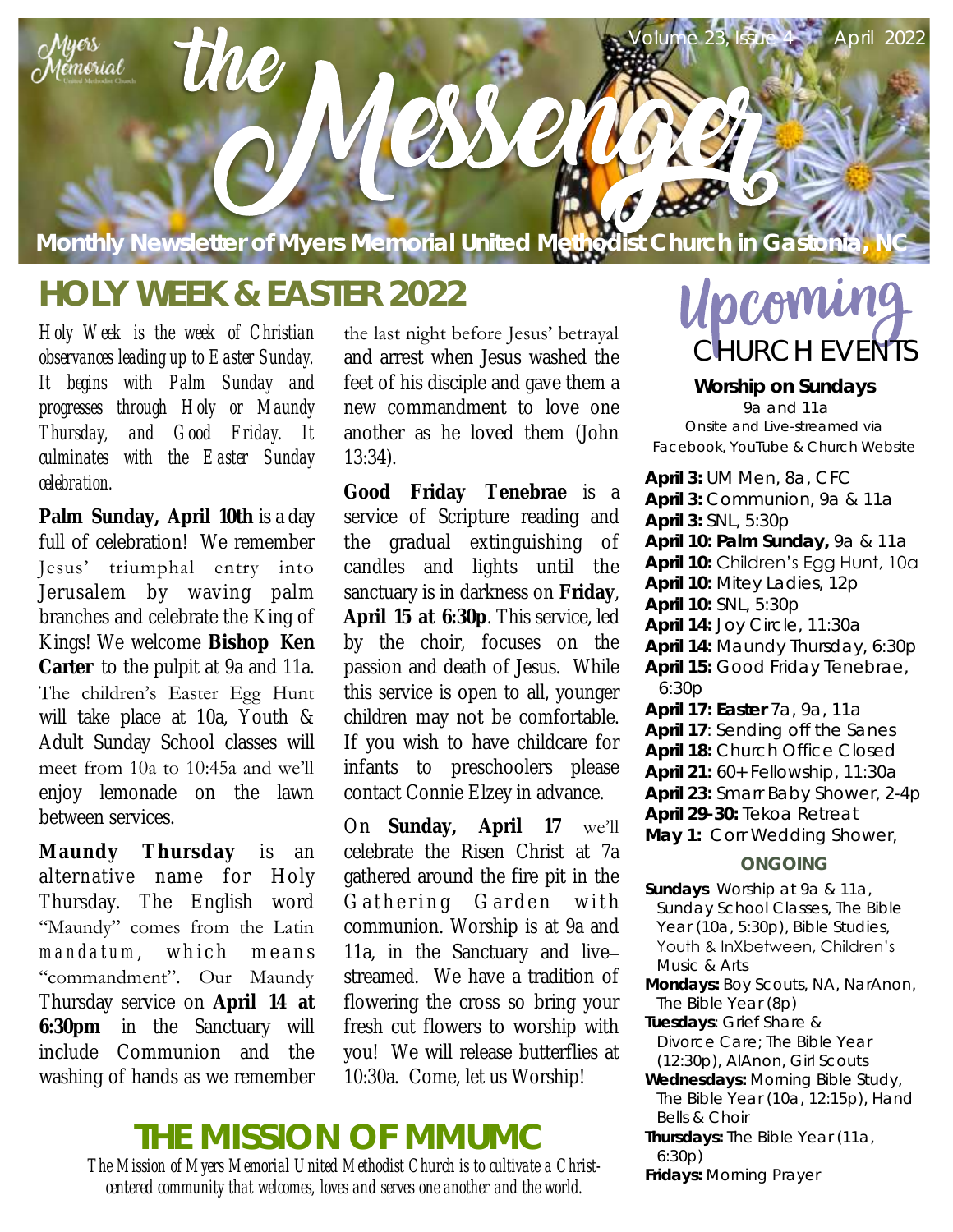# the Messenger

Monthly Newsletter of Myers Memorial United Methodist Church in Gastonia, NC

## HOLY WEEK & EASTER 2022

*Holy Week is the week of Christian observances leading up to Easter Sunday. It begins with Palm Sunday and progresses through Holy or Maundy Thursday, and Good Friday. It culminates with the Easter Sunday celebration.*

**Palm Sunday, April 10th** is a day full of celebration! We remember Jesus' triumphal entry into Jerusalem by waving palm branches and celebrate the King of Kings! We welcome **Bishop Ken Carter** to the pulpit at 9a and 11a. The children's Easter Egg Hunt will take place at 10a, Youth & Adult Sunday School classes will meet from 10a to 10:45a and we'll enjoy lemonade on the lawn between services.

**Maundy Thursday** is an alternative name for Holy Thursday. The English word "Maundy" comes from the Latin *mandatum*, which means "commandment". Our Maundy Thursday service on **April 14 at 6:30pm** in the Sanctuary will include Communion and the washing of hands as we remember the last night before Jesus' betrayal and arrest when Jesus washed the feet of his disciple and gave them a new commandment to love one another as he loved them (John 13:34).

**Good Friday Tenebrae** is a service of Scripture reading and the gradual extinguishing of candles and lights until the sanctuary is in darkness on **Friday, April 15 at 6:30p**. This service, led by the choir, focuses on the passion and death of Jesus. While this service is open to all, younger children may not be comfortable. If you wish to have childcare for infants to preschoolers please contact Connie Elzey in advance.

On **Sunday, April 17** we'll celebrate the Risen Christ at 7a gathered around the fire pit in the Gathering Garden with communion. Worship is at 9a and 11a, in the Sanctuary and live–streamed. We have a tradition of flowering the cross so bring your fresh cut flowers to worship with you! We will release butterflies at 10:30a. Come, let us Worship!

## THE MISSION OF MMUMC

*The Mission of Myers Memorial United Methodist Church is to cultivate a Christ-centered community that welcomes, loves and serves one another and the world.*

## Upcoming CHURCH EVENTS

**Worship on Sundays**
9a and 11a
Onsite and Live-streamed via Facebook, YouTube & Church Website

**April 3:** UM Men, 8a, CFC
**April 3:** Communion, 9a & 11a
**April 3:** SNL, 5:30p
**April 10: Palm Sunday,** 9a & 11a
**April 10:** Children's Egg Hunt, 10a
**April 10:** Mitey Ladies, 12p
**April 10:** SNL, 5:30p
**April 14:** Joy Circle, 11:30a
**April 14:** Maundy Thursday, 6:30p
**April 15:** Good Friday Tenebrae, 6:30p
**April 17: Easter** 7a, 9a, 11a
**April 17**: Sending off the Sanes
**April 18:** Church Office Closed
**April 21:** 60+ Fellowship, 11:30a
**April 23:** Smarr Baby Shower, 2-4p
**April 29-30:** Tekoa Retreat
**May 1:** Corr Wedding Shower,

### ONGOING

**Sundays** Worship at 9a & 11a, Sunday School Classes, The Bible Year (10a, 5:30p), Bible Studies, Youth & InXbetween, Children's Music & Arts
**Mondays:** Boy Scouts, NA, NarAnon, The Bible Year (8p)
**Tuesdays**: Grief Share & Divorce Care; The Bible Year (12:30p), AlAnon, Girl Scouts
**Wednesdays:** Morning Bible Study, The Bible Year (10a, 12:15p), Hand Bells & Choir
**Thursdays:** The Bible Year (11a, 6:30p)
**Fridays:** Morning Prayer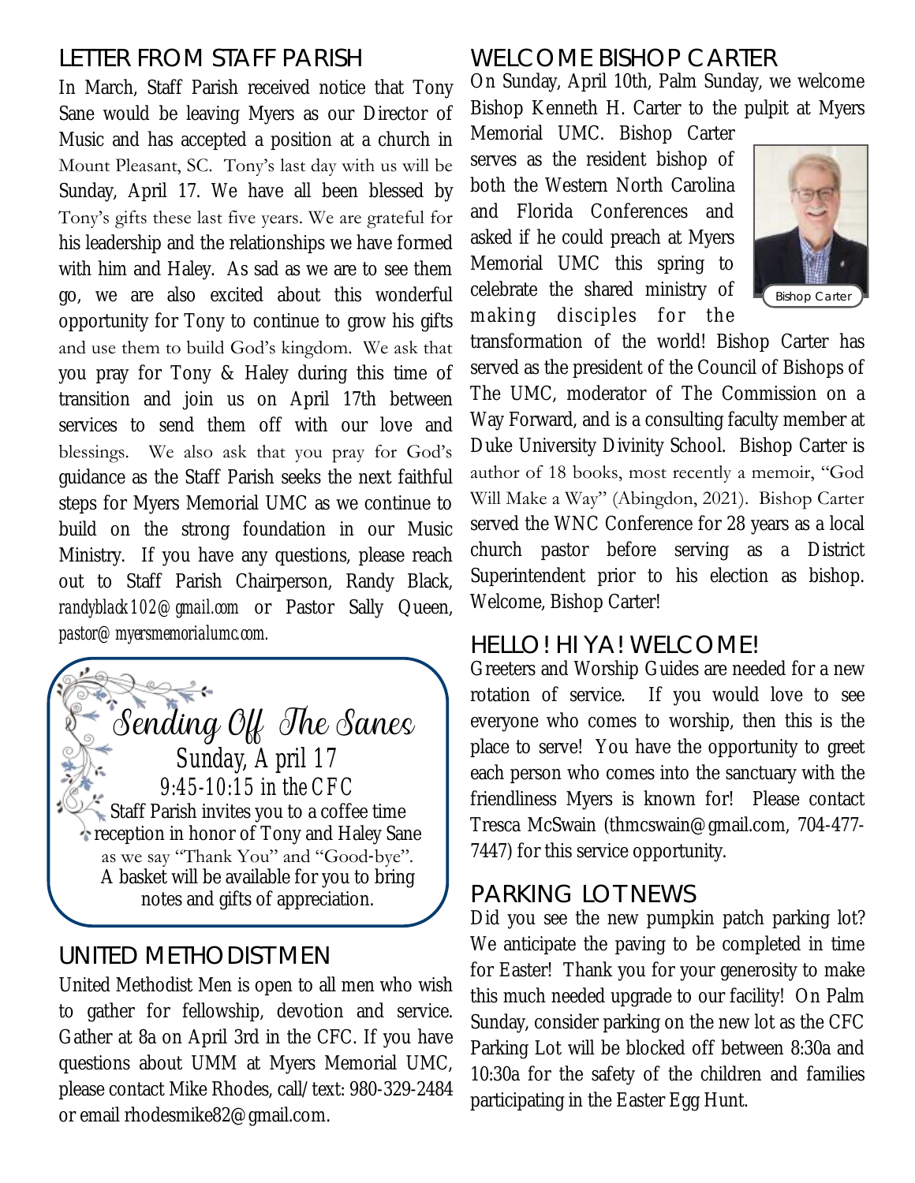## LETTER FROM STAFF PARISH

In March, Staff Parish received notice that Tony Sane would be leaving Myers as our Director of Music and has accepted a position at a church in Mount Pleasant, SC. Tony's last day with us will be Sunday, April 17. We have all been blessed by Tony's gifts these last five years. We are grateful for his leadership and the relationships we have formed with him and Haley. As sad as we are to see them go, we are also excited about this wonderful opportunity for Tony to continue to grow his gifts and use them to build God's kingdom. We ask that you pray for Tony & Haley during this time of transition and join us on April 17th between services to send them off with our love and blessings. We also ask that you pray for God's guidance as the Staff Parish seeks the next faithful steps for Myers Memorial UMC as we continue to build on the strong foundation in our Music Ministry. If you have any questions, please reach out to Staff Parish Chairperson, Randy Black, *randyblack102@gmail.com* or Pastor Sally Queen, *pastor@myersmemorialumc.com.*

### *Sending Off The Sanes*

Sunday, April 17

9:45-10:15 in the CFC

Staff Parish invites you to a coffee time reception in honor of Tony and Haley Sane as we say "Thank You" and "Good-bye". A basket will be available for you to bring notes and gifts of appreciation.

## UNITED METHODIST MEN

United Methodist Men is open to all men who wish to gather for fellowship, devotion and service. Gather at 8a on April 3rd in the CFC. If you have questions about UMM at Myers Memorial UMC, please contact Mike Rhodes, call/text: 980-329-2484 or email rhodesmike82@gmail.com.

## WELCOME BISHOP CARTER

On Sunday, April 10th, Palm Sunday, we welcome Bishop Kenneth H. Carter to the pulpit at Myers Memorial UMC. Bishop Carter serves as the resident bishop of both the Western North Carolina and Florida Conferences and asked if he could preach at Myers Memorial UMC this spring to celebrate the shared ministry of making disciples for the transformation of the world! Bishop Carter has served as the president of the Council of Bishops of The UMC, moderator of The Commission on a Way Forward, and is a consulting faculty member at Duke University Divinity School. Bishop Carter is author of 18 books, most recently a memoir, "God Will Make a Way" (Abingdon, 2021). Bishop Carter served the WNC Conference for 28 years as a local church pastor before serving as a District Superintendent prior to his election as bishop. Welcome, Bishop Carter!

Bishop Carter

## HELLO! HI YA! WELCOME!

Greeters and Worship Guides are needed for a new rotation of service. If you would love to see everyone who comes to worship, then this is the place to serve! You have the opportunity to greet each person who comes into the sanctuary with the friendliness Myers is known for! Please contact Tresca McSwain (thmcswain@gmail.com, 704-477-7447) for this service opportunity.

## PARKING LOT NEWS

Did you see the new pumpkin patch parking lot? We anticipate the paving to be completed in time for Easter! Thank you for your generosity to make this much needed upgrade to our facility! On Palm Sunday, consider parking on the new lot as the CFC Parking Lot will be blocked off between 8:30a and 10:30a for the safety of the children and families participating in the Easter Egg Hunt.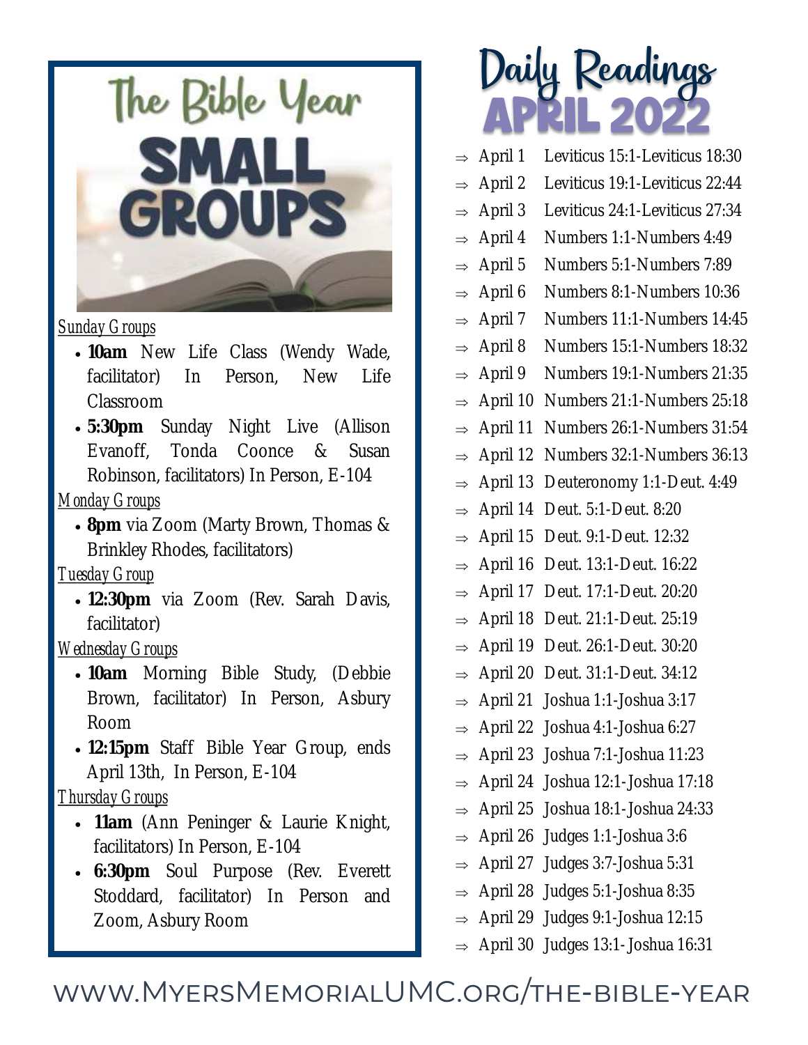# The Bible Year

# SMALL GROUPS

Sunday Groups

- **10am** New Life Class (Wendy Wade, facilitator) In Person, New Life Classroom
- **5:30pm** Sunday Night Live (Allison Evanoff, Tonda Coonce & Susan Robinson, facilitators) In Person, E-104

Monday Groups

- **8pm** via Zoom (Marty Brown, Thomas & Brinkley Rhodes, facilitators)

Tuesday Group

- **12:30pm** via Zoom (Rev. Sarah Davis, facilitator)

Wednesday Groups

- **10am** Morning Bible Study, (Debbie Brown, facilitator) In Person, Asbury Room
- **12:15pm** Staff Bible Year Group, ends April 13th, In Person, E-104

Thursday Groups

- **11am** (Ann Peninger & Laurie Knight, facilitators) In Person, E-104
- **6:30pm** Soul Purpose (Rev. Everett Stoddard, facilitator) In Person and Zoom, Asbury Room

# Daily Readings APRIL 2022

- ⇒ April 1 Leviticus 15:1-Leviticus 18:30
- ⇒ April 2 Leviticus 19:1-Leviticus 22:44
- ⇒ April 3 Leviticus 24:1-Leviticus 27:34
- ⇒ April 4 Numbers 1:1-Numbers 4:49
- ⇒ April 5 Numbers 5:1-Numbers 7:89
- ⇒ April 6 Numbers 8:1-Numbers 10:36
- ⇒ April 7 Numbers 11:1-Numbers 14:45
- ⇒ April 8 Numbers 15:1-Numbers 18:32
- ⇒ April 9 Numbers 19:1-Numbers 21:35
- ⇒ April 10 Numbers 21:1-Numbers 25:18
- ⇒ April 11 Numbers 26:1-Numbers 31:54
- ⇒ April 12 Numbers 32:1-Numbers 36:13
- ⇒ April 13 Deuteronomy 1:1-Deut. 4:49
- ⇒ April 14 Deut. 5:1-Deut. 8:20
- ⇒ April 15 Deut. 9:1-Deut. 12:32
- ⇒ April 16 Deut. 13:1-Deut. 16:22
- ⇒ April 17 Deut. 17:1-Deut. 20:20
- ⇒ April 18 Deut. 21:1-Deut. 25:19
- ⇒ April 19 Deut. 26:1-Deut. 30:20
- ⇒ April 20 Deut. 31:1-Deut. 34:12
- ⇒ April 21 Joshua 1:1-Joshua 3:17
- ⇒ April 22 Joshua 4:1-Joshua 6:27
- ⇒ April 23 Joshua 7:1-Joshua 11:23
- ⇒ April 24 Joshua 12:1-Joshua 17:18
- ⇒ April 25 Joshua 18:1-Joshua 24:33
- ⇒ April 26 Judges 1:1-Joshua 3:6
- ⇒ April 27 Judges 3:7-Joshua 5:31
- ⇒ April 28 Judges 5:1-Joshua 8:35
- ⇒ April 29 Judges 9:1-Joshua 12:15
- ⇒ April 30 Judges 13:1-Joshua 16:31

www.MyersMemorialUMC.org/the-bible-year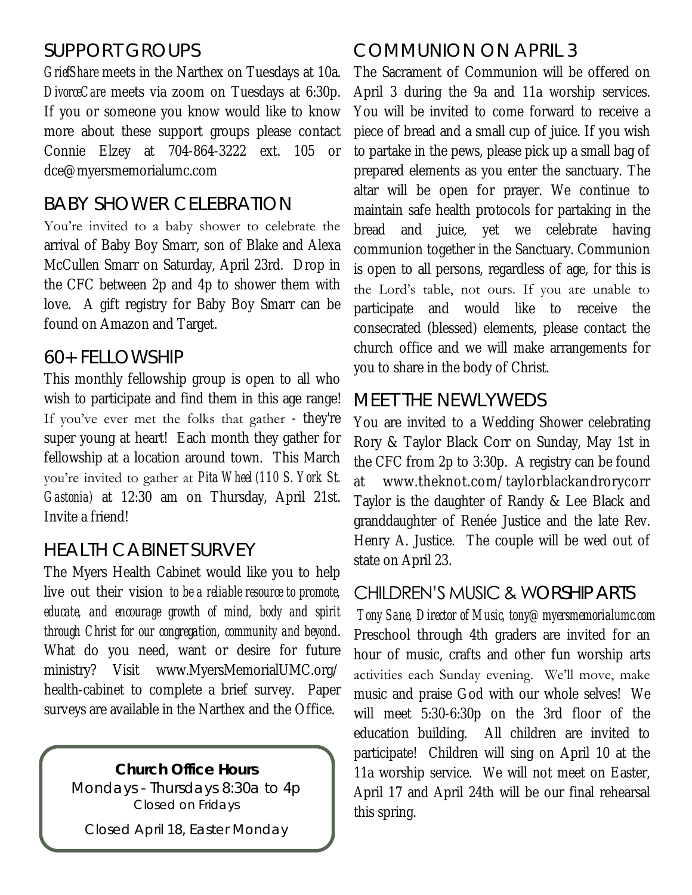## SUPPORT GROUPS

*GriefShare* meets in the Narthex on Tuesdays at 10a. *DivorceCare* meets via zoom on Tuesdays at 6:30p. If you or someone you know would like to know more about these support groups please contact Connie Elzey at 704-864-3222 ext. 105 or dce@myersmemorialumc.com

## BABY SHOWER CELEBRATION

You're invited to a baby shower to celebrate the arrival of Baby Boy Smarr, son of Blake and Alexa McCullen Smarr on Saturday, April 23rd. Drop in the CFC between 2p and 4p to shower them with love. A gift registry for Baby Boy Smarr can be found on Amazon and Target.

## 60+ FELLOWSHIP

This monthly fellowship group is open to all who wish to participate and find them in this age range! If you've ever met the folks that gather - they're super young at heart! Each month they gather for fellowship at a location around town. This March you're invited to gather at *Pita Wheel (110 S. York St. Gastonia)* at 12:30 am on Thursday, April 21st. Invite a friend!

## HEALTH CABINET SURVEY

The Myers Health Cabinet would like you to help live out their vision *to be a reliable resource to promote, educate, and encourage growth of mind, body and spirit through Christ for our congregation, community and beyond*. What do you need, want or desire for future ministry? Visit www.MyersMemorialUMC.org/health-cabinet to complete a brief survey. Paper surveys are available in the Narthex and the Office.

**Church Office Hours**
Mondays - Thursdays 8:30a to 4p
Closed on Fridays
Closed April 18, Easter Monday

## COMMUNION ON APRIL 3

The Sacrament of Communion will be offered on April 3 during the 9a and 11a worship services. You will be invited to come forward to receive a piece of bread and a small cup of juice. If you wish to partake in the pews, please pick up a small bag of prepared elements as you enter the sanctuary. The altar will be open for prayer. We continue to maintain safe health protocols for partaking in the bread and juice, yet we celebrate having communion together in the Sanctuary. Communion is open to all persons, regardless of age, for this is the Lord's table, not ours. If you are unable to participate and would like to receive the consecrated (blessed) elements, please contact the church office and we will make arrangements for you to share in the body of Christ.

## MEET THE NEWLYWEDS

You are invited to a Wedding Shower celebrating Rory & Taylor Black Corr on Sunday, May 1st in the CFC from 2p to 3:30p. A registry can be found at www.theknot.com/taylorblackandrorycorr Taylor is the daughter of Randy & Lee Black and granddaughter of Renée Justice and the late Rev. Henry A. Justice. The couple will be wed out of state on April 23.

## CHILDREN'S MUSIC & WORSHIP ARTS

*Tony Sane, Director of Music, tony@myersmemorialumc.com*

Preschool through 4th graders are invited for an hour of music, crafts and other fun worship arts activities each Sunday evening. We'll move, make music and praise God with our whole selves! We will meet 5:30-6:30p on the 3rd floor of the education building. All children are invited to participate! Children will sing on April 10 at the 11a worship service. We will not meet on Easter, April 17 and April 24th will be our final rehearsal this spring.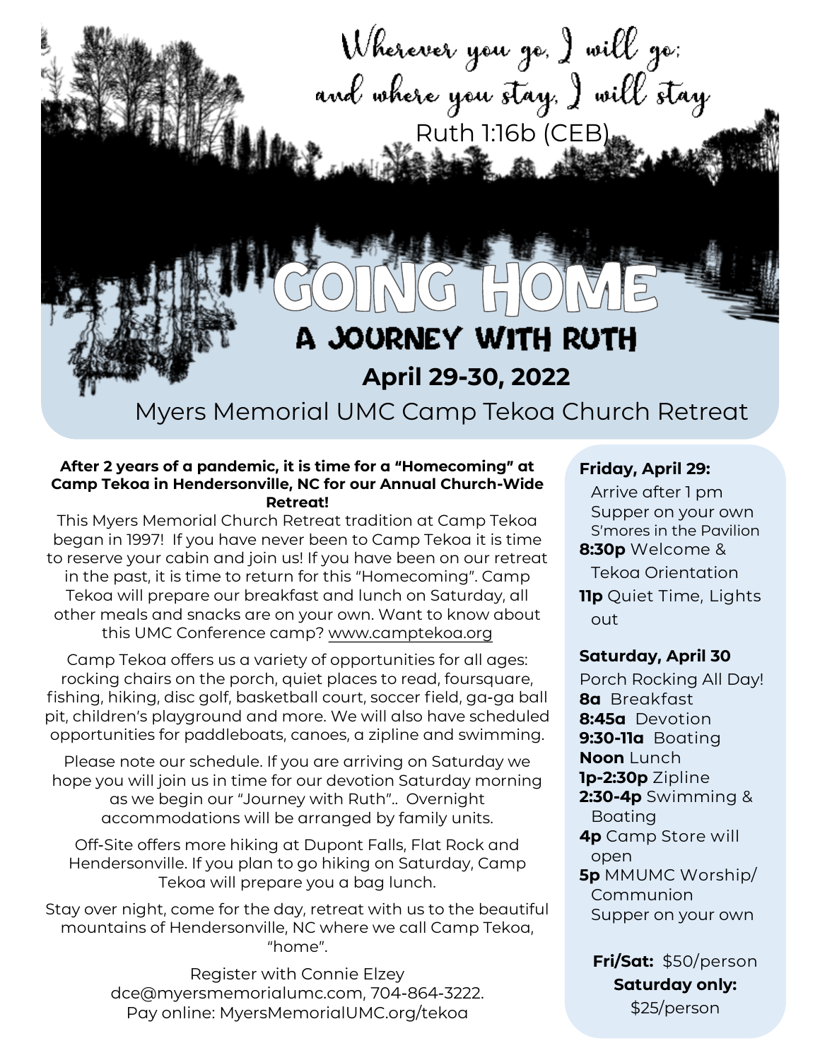*Wherever you go, I will go;*
*and where you stay, I will stay*

Ruth 1:16b (CEB)

# GOING HOME

## A JOURNEY WITH RUTH

### April 29-30, 2022

Myers Memorial UMC Camp Tekoa Church Retreat

**After 2 years of a pandemic, it is time for a "Homecoming" at Camp Tekoa in Hendersonville, NC for our Annual Church-Wide Retreat!**

This Myers Memorial Church Retreat tradition at Camp Tekoa began in 1997! If you have never been to Camp Tekoa it is time to reserve your cabin and join us! If you have been on our retreat in the past, it is time to return for this "Homecoming". Camp Tekoa will prepare our breakfast and lunch on Saturday, all other meals and snacks are on your own. Want to know about this UMC Conference camp? www.camptekoa.org

Camp Tekoa offers us a variety of opportunities for all ages: rocking chairs on the porch, quiet places to read, foursquare, fishing, hiking, disc golf, basketball court, soccer field, ga-ga ball pit, children's playground and more. We will also have scheduled opportunities for paddleboats, canoes, a zipline and swimming.

Please note our schedule. If you are arriving on Saturday we hope you will join us in time for our devotion Saturday morning as we begin our "Journey with Ruth".. Overnight accommodations will be arranged by family units.

Off-Site offers more hiking at Dupont Falls, Flat Rock and Hendersonville. If you plan to go hiking on Saturday, Camp Tekoa will prepare you a bag lunch.

Stay over night, come for the day, retreat with us to the beautiful mountains of Hendersonville, NC where we call Camp Tekoa, "home".

Register with Connie Elzey
dce@myersmemorialumc.com, 704-864-3222.
Pay online: MyersMemorialUMC.org/tekoa

**Friday, April 29:**

Arrive after 1 pm
Supper on your own
S'mores in the Pavilion
**8:30p** Welcome & Tekoa Orientation
**11p** Quiet Time, Lights out

**Saturday, April 30**

Porch Rocking All Day!
**8a** Breakfast
**8:45a** Devotion
**9:30-11a** Boating
**Noon** Lunch
**1p-2:30p** Zipline
**2:30-4p** Swimming & Boating
**4p** Camp Store will open
**5p** MMUMC Worship/ Communion
Supper on your own

**Fri/Sat:** $50/person
**Saturday only:** $25/person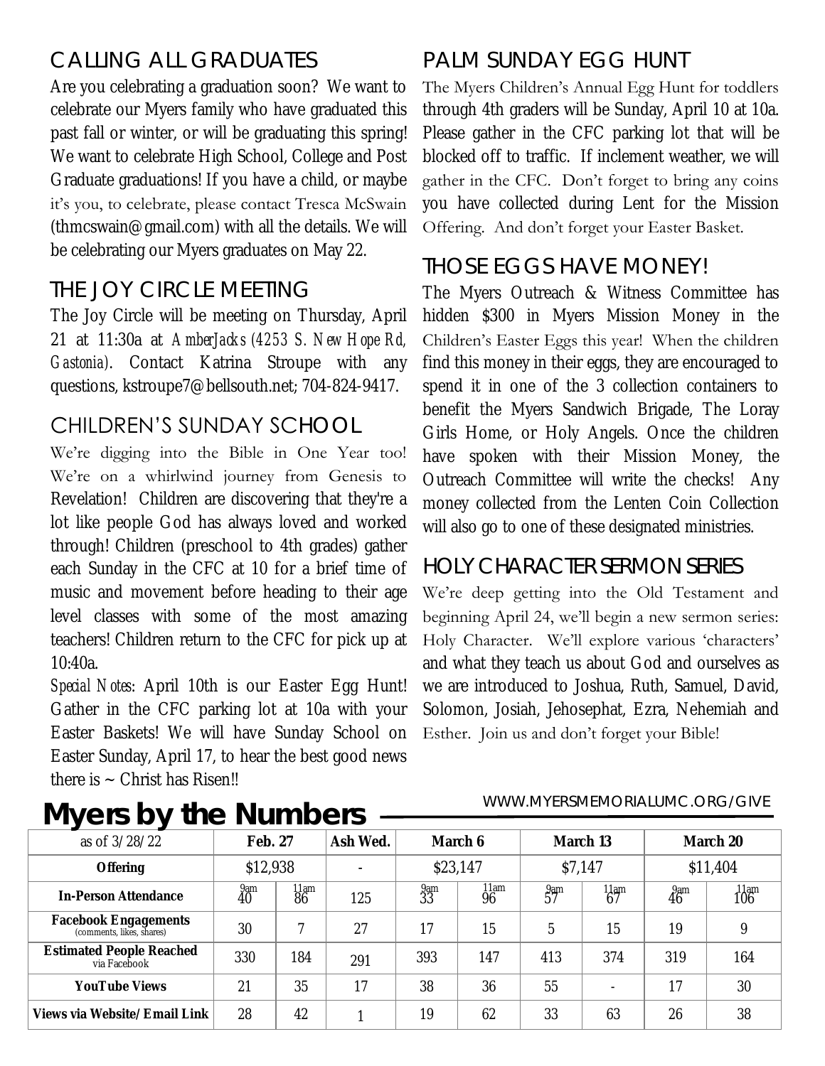## CALLING ALL GRADUATES

Are you celebrating a graduation soon? We want to celebrate our Myers family who have graduated this past fall or winter, or will be graduating this spring! We want to celebrate High School, College and Post Graduate graduations! If you have a child, or maybe it's you, to celebrate, please contact Tresca McSwain (thmcswain@gmail.com) with all the details. We will be celebrating our Myers graduates on May 22.

## THE JOY CIRCLE MEETING

The Joy Circle will be meeting on Thursday, April 21 at 11:30a at *AmberJacks (4253 S. New Hope Rd, Gastonia)*. Contact Katrina Stroupe with any questions, kstroupe7@bellsouth.net; 704-824-9417.

## CHILDREN'S SUNDAY SCHOOL

We're digging into the Bible in One Year too! We're on a whirlwind journey from Genesis to Revelation! Children are discovering that they're a lot like people God has always loved and worked through! Children (preschool to 4th grades) gather each Sunday in the CFC at 10 for a brief time of music and movement before heading to their age level classes with some of the most amazing teachers! Children return to the CFC for pick up at 10:40a.

*Special Notes*: April 10th is our Easter Egg Hunt! Gather in the CFC parking lot at 10a with your Easter Baskets! We will have Sunday School on Easter Sunday, April 17, to hear the best good news there is ~ Christ has Risen!!

## PALM SUNDAY EGG HUNT

The Myers Children's Annual Egg Hunt for toddlers through 4th graders will be Sunday, April 10 at 10a. Please gather in the CFC parking lot that will be blocked off to traffic. If inclement weather, we will gather in the CFC. Don't forget to bring any coins you have collected during Lent for the Mission Offering. And don't forget your Easter Basket.

## THOSE EGGS HAVE MONEY!

The Myers Outreach & Witness Committee has hidden $300 in Myers Mission Money in the Children's Easter Eggs this year! When the children find this money in their eggs, they are encouraged to spend it in one of the 3 collection containers to benefit the Myers Sandwich Brigade, The Loray Girls Home, or Holy Angels. Once the children have spoken with their Mission Money, the Outreach Committee will write the checks! Any money collected from the Lenten Coin Collection will also go to one of these designated ministries.

## HOLY CHARACTER SERMON SERIES

We're deep getting into the Old Testament and beginning April 24, we'll begin a new sermon series: Holy Character. We'll explore various 'characters' and what they teach us about God and ourselves as we are introduced to Joshua, Ruth, Samuel, David, Solomon, Josiah, Jehosephat, Ezra, Nehemiah and Esther. Join us and don't forget your Bible!

# Myers by the Numbers

WWW.MYERSMEMORIALUMC.ORG/GIVE

| as of 3/28/22 | Feb. 27 | | Ash Wed. | March 6 | | March 13 | | March 20 | |
|---|---|---|---|---|---|---|---|---|---|
| **Offering** | $12,938 | | - | $23,147 | | $7,147 | | $11,404 | |
| **In-Person Attendance** | 9am 40 | 11am 86 | 125 | 9am 33 | 11am 96 | 9am 57 | 11am 67 | 9am 46 | 11am 106 |
| **Facebook Engagements** (comments, likes, shares) | 30 | 7 | 27 | 17 | 15 | 5 | 15 | 19 | 9 |
| **Estimated People Reached** via Facebook | 330 | 184 | 291 | 393 | 147 | 413 | 374 | 319 | 164 |
| **YouTube Views** | 21 | 35 | 17 | 38 | 36 | 55 | - | 17 | 30 |
| **Views via Website/Email Link** | 28 | 42 | 1 | 19 | 62 | 33 | 63 | 26 | 38 |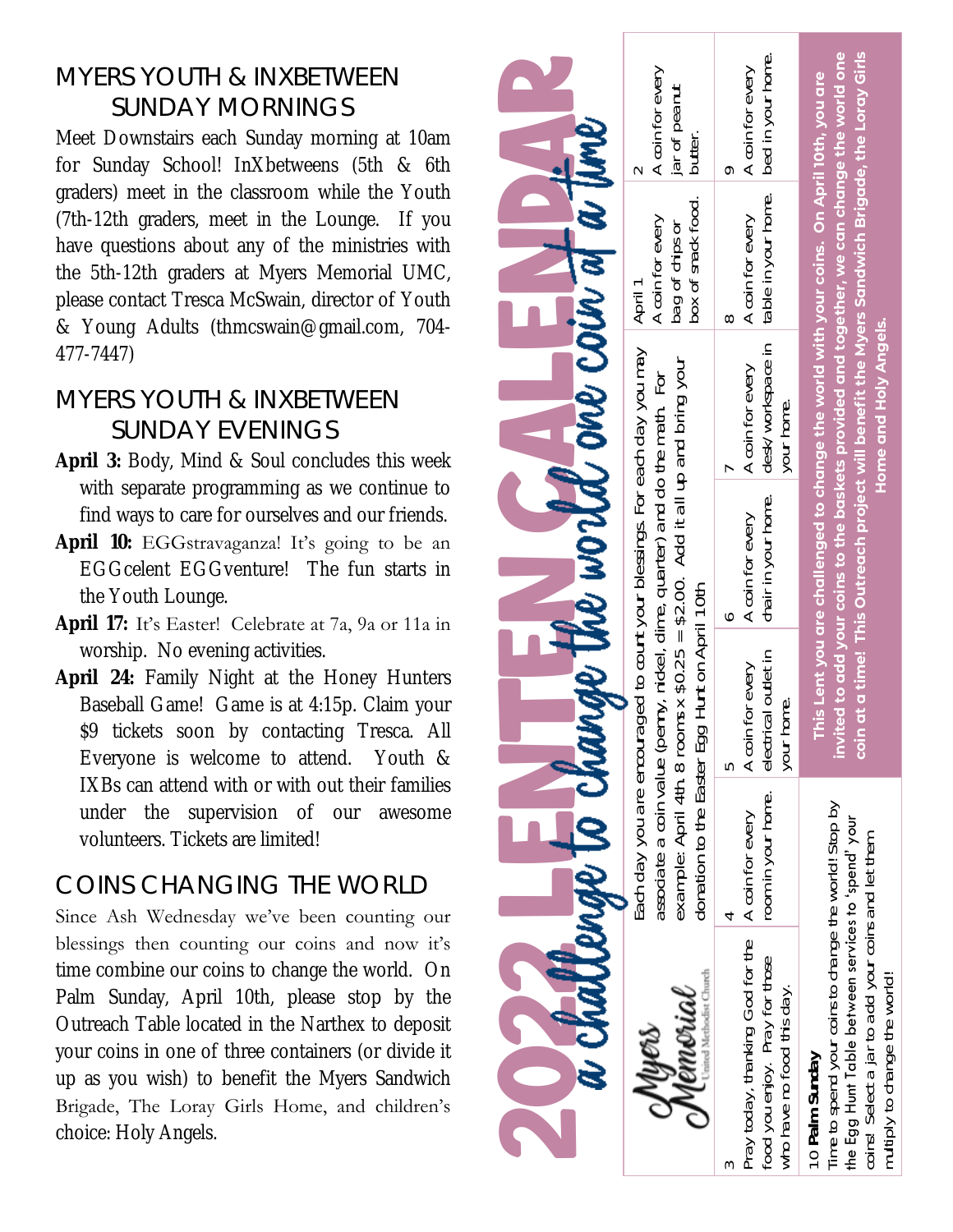## MYERS YOUTH & INXBETWEEN SUNDAY MORNINGS

Meet Downstairs each Sunday morning at 10am for Sunday School! InXbetweens (5th & 6th graders) meet in the classroom while the Youth (7th-12th graders, meet in the Lounge. If you have questions about any of the ministries with the 5th-12th graders at Myers Memorial UMC, please contact Tresca McSwain, director of Youth & Young Adults (thmcswain@gmail.com, 704-477-7447)

## MYERS YOUTH & INXBETWEEN SUNDAY EVENINGS

- **April 3:** Body, Mind & Soul concludes this week with separate programming as we continue to find ways to care for ourselves and our friends.
- **April 10:** EGGstravaganza! It's going to be an EGGcelent EGGventure! The fun starts in the Youth Lounge.
- **April 17:** It's Easter! Celebrate at 7a, 9a or 11a in worship. No evening activities.
- **April 24:** Family Night at the Honey Hunters Baseball Game! Game is at 4:15p. Claim your $9 tickets soon by contacting Tresca. All Everyone is welcome to attend. Youth & IXBs can attend with or with out their families under the supervision of our awesome volunteers. Tickets are limited!

## COINS CHANGING THE WORLD

Since Ash Wednesday we've been counting our blessings then counting our coins and now it's time combine our coins to change the world. On Palm Sunday, April 10th, please stop by the Outreach Table located in the Narthex to deposit your coins in one of three containers (or divide it up as you wish) to benefit the Myers Sandwich Brigade, The Loray Girls Home, and children's choice: Holy Angels.

# 2022 LENTEN CALENDAR

## a challenge to change the world one coin at a time

Myers Memorial United Methodist Church

Each day you are encouraged to count your blessings. For each day you may associate a coin value (penny, nickel, dime, quarter) and do the math. For example: April 4th 8 rooms x $0.25 = $2.00. Add it all up and bring your donation to the Easter Egg Hunt on April 10th

| | | | | | | |
|---|---|---|---|---|---|---|
| | | | | | April 1<br>A coin for every bag of chips or box of snack food. | 2<br>A coin for every jar of peanut butter. |
| 3<br>Pray today, thanking God for the food you enjoy. Pray for those who have no food this day. | 4<br>A coin for every room in your home. | 5<br>A coin for every electrical outlet in your home. | 6<br>A coin for every chair in your home. | 7<br>A coin for every desk/workspace in your home. | 8<br>A coin for every table in your home. | 9<br>A coin for every bed in your home. |

**10 Palm Sunday**
Time to spend your coins to change the world! Stop by the Egg Hunt Table between services to 'spend' your coins! Select a jar to add your coins and let them multiply to change the world!

**This Lent you are challenged to change the world with your coins. On April 10th, you are invited to add your coins to the baskets provided and together, we can change the world one coin at a time! This Outreach project will benefit the Myers Sandwich Brigade, the Loray Girls Home and Holy Angels.**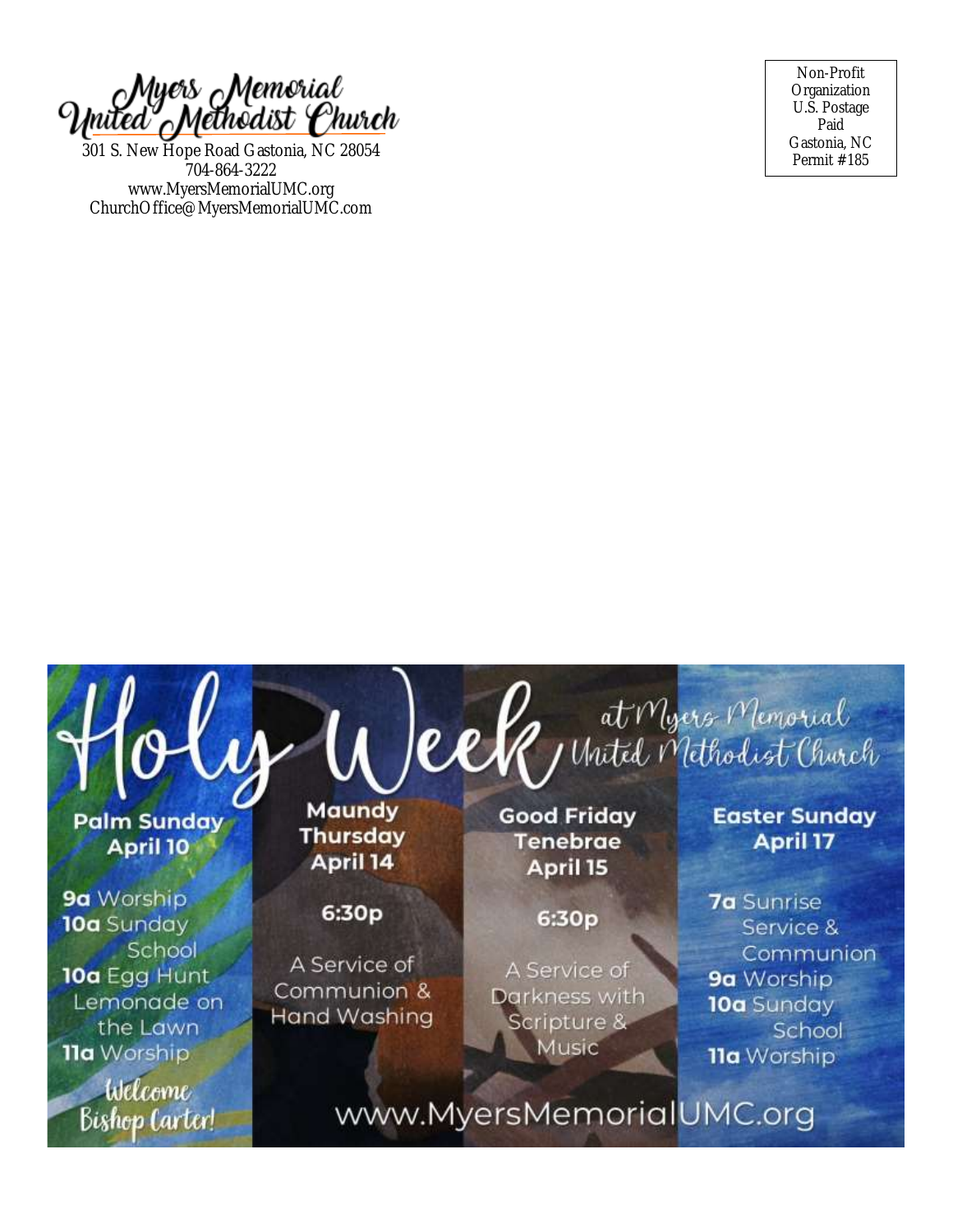Myers Memorial United Methodist Church

301 S. New Hope Road Gastonia, NC 28054
704-864-3222
www.MyersMemorialUMC.org
ChurchOffice@MyersMemorialUMC.com

Non-Profit Organization
U.S. Postage Paid
Gastonia, NC
Permit #185

# Holy Week

at Myers Memorial United Methodist Church

**Palm Sunday**
**April 10**

**9a** Worship
**10a** Sunday School
**10a** Egg Hunt
Lemonade on the Lawn
**11a** Worship

*Welcome Bishop Carter!*

**Maundy Thursday**
**April 14**

**6:30p**

A Service of Communion & Hand Washing

**Good Friday**
**Tenebrae**
**April 15**

**6:30p**

A Service of Darkness with Scripture & Music

**Easter Sunday**
**April 17**

**7a** Sunrise Service & Communion
**9a** Worship
**10a** Sunday School
**11a** Worship

www.MyersMemorialUMC.org